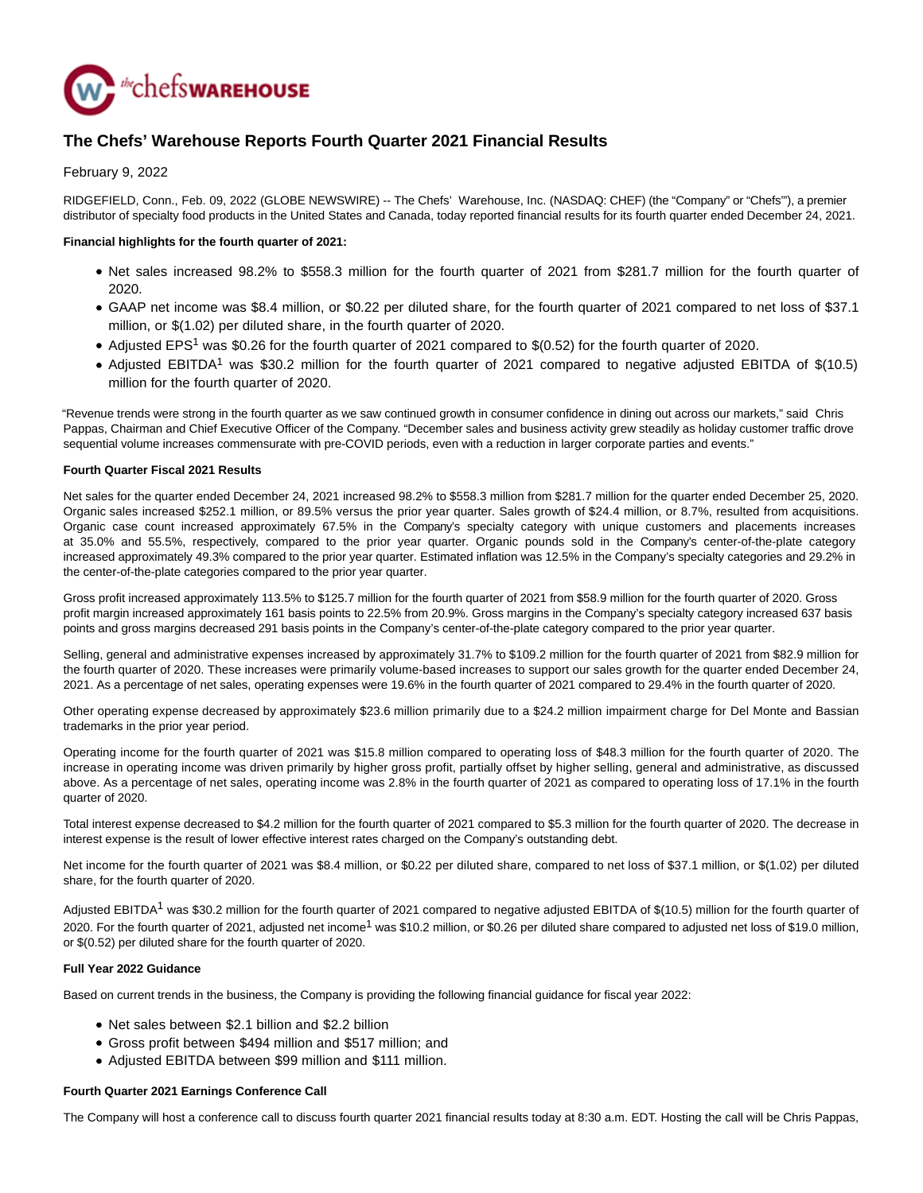# The Chefs' Warehouse Reports Fourth Quarter 2021 Financial Results

February 9, 2022

RIDGEFIELD, Conn., Feb. 09, 2022 (GLOBE NEWSWIRE) -- The Chefs' Warehouse, Inc. (NASDAQ: CHEF) (the "Company" or "Chefs'"), a premier distributor of specialty food products in the United States and Canada, today reported financial results for its fourth quarter ended December 24, 2021.

**Financial highlights for the fourth quarter of 2021:**

- Net sales increased 98.2% to $558.3 million for the fourth quarter of 2021 from $281.7 million for the fourth quarter of 2020.
- GAAP net income was $8.4 million, or $0.22 per diluted share, for the fourth quarter of 2021 compared to net loss of $37.1 million, or $(1.02) per diluted share, in the fourth quarter of 2020.
- Adjusted EPS[1] was $0.26 for the fourth quarter of 2021 compared to $(0.52) for the fourth quarter of 2020.
- Adjusted EBITDA[1] was $30.2 million for the fourth quarter of 2021 compared to negative adjusted EBITDA of $(10.5) million for the fourth quarter of 2020.

"Revenue trends were strong in the fourth quarter as we saw continued growth in consumer confidence in dining out across our markets," said Chris Pappas, Chairman and Chief Executive Officer of the Company. "December sales and business activity grew steadily as holiday customer traffic drove sequential volume increases commensurate with pre-COVID periods, even with a reduction in larger corporate parties and events."

**Fourth Quarter Fiscal 2021 Results**

Net sales for the quarter ended December 24, 2021 increased 98.2% to $558.3 million from $281.7 million for the quarter ended December 25, 2020. Organic sales increased $252.1 million, or 89.5% versus the prior year quarter. Sales growth of $24.4 million, or 8.7%, resulted from acquisitions. Organic case count increased approximately 67.5% in the Company's specialty category with unique customers and placements increases at 35.0% and 55.5%, respectively, compared to the prior year quarter. Organic pounds sold in the Company's center-of-the-plate category increased approximately 49.3% compared to the prior year quarter. Estimated inflation was 12.5% in the Company's specialty categories and 29.2% in the center-of-the-plate categories compared to the prior year quarter.

Gross profit increased approximately 113.5% to $125.7 million for the fourth quarter of 2021 from $58.9 million for the fourth quarter of 2020. Gross profit margin increased approximately 161 basis points to 22.5% from 20.9%. Gross margins in the Company's specialty category increased 637 basis points and gross margins decreased 291 basis points in the Company's center-of-the-plate category compared to the prior year quarter.

Selling, general and administrative expenses increased by approximately 31.7% to $109.2 million for the fourth quarter of 2021 from $82.9 million for the fourth quarter of 2020. These increases were primarily volume-based increases to support our sales growth for the quarter ended December 24, 2021. As a percentage of net sales, operating expenses were 19.6% in the fourth quarter of 2021 compared to 29.4% in the fourth quarter of 2020.

Other operating expense decreased by approximately $23.6 million primarily due to a $24.2 million impairment charge for Del Monte and Bassian trademarks in the prior year period.

Operating income for the fourth quarter of 2021 was $15.8 million compared to operating loss of $48.3 million for the fourth quarter of 2020. The increase in operating income was driven primarily by higher gross profit, partially offset by higher selling, general and administrative, as discussed above. As a percentage of net sales, operating income was 2.8% in the fourth quarter of 2021 as compared to operating loss of 17.1% in the fourth quarter of 2020.

Total interest expense decreased to $4.2 million for the fourth quarter of 2021 compared to $5.3 million for the fourth quarter of 2020. The decrease in interest expense is the result of lower effective interest rates charged on the Company's outstanding debt.

Net income for the fourth quarter of 2021 was $8.4 million, or $0.22 per diluted share, compared to net loss of $37.1 million, or $(1.02) per diluted share, for the fourth quarter of 2020.

Adjusted EBITDA[1] was $30.2 million for the fourth quarter of 2021 compared to negative adjusted EBITDA of $(10.5) million for the fourth quarter of 2020. For the fourth quarter of 2021, adjusted net income[1] was $10.2 million, or $0.26 per diluted share compared to adjusted net loss of $19.0 million, or $(0.52) per diluted share for the fourth quarter of 2020.

**Full Year 2022 Guidance**

Based on current trends in the business, the Company is providing the following financial guidance for fiscal year 2022:

- Net sales between $2.1 billion and $2.2 billion
- Gross profit between $494 million and $517 million; and
- Adjusted EBITDA between $99 million and $111 million.

**Fourth Quarter 2021 Earnings Conference Call**

The Company will host a conference call to discuss fourth quarter 2021 financial results today at 8:30 a.m. EDT. Hosting the call will be Chris Pappas,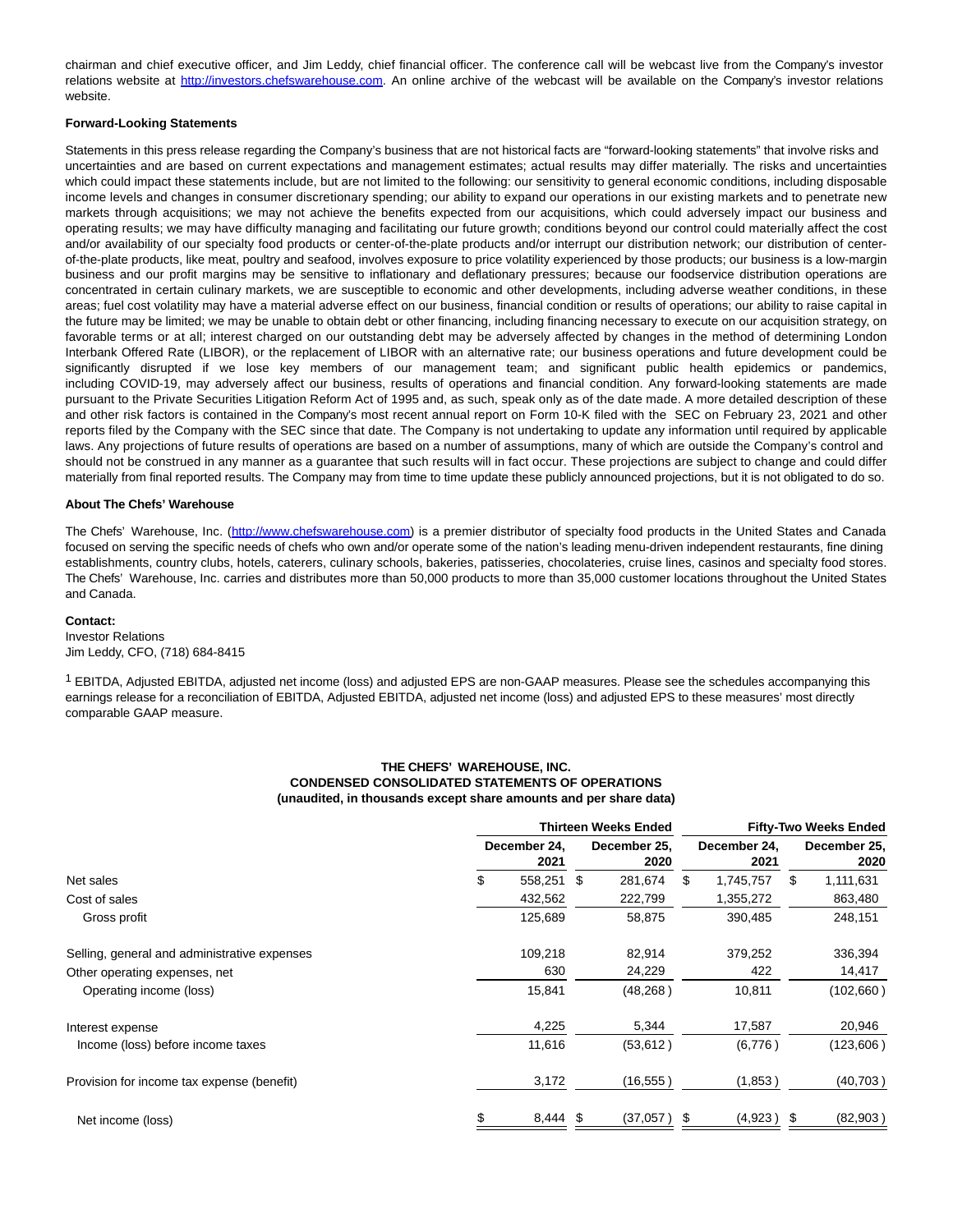chairman and chief executive officer, and Jim Leddy, chief financial officer. The conference call will be webcast live from the Company's investor relations website at http://investors.chefswarehouse.com. An online archive of the webcast will be available on the Company's investor relations website.

**Forward-Looking Statements**

Statements in this press release regarding the Company's business that are not historical facts are "forward-looking statements" that involve risks and uncertainties and are based on current expectations and management estimates; actual results may differ materially. The risks and uncertainties which could impact these statements include, but are not limited to the following: our sensitivity to general economic conditions, including disposable income levels and changes in consumer discretionary spending; our ability to expand our operations in our existing markets and to penetrate new markets through acquisitions; we may not achieve the benefits expected from our acquisitions, which could adversely impact our business and operating results; we may have difficulty managing and facilitating our future growth; conditions beyond our control could materially affect the cost and/or availability of our specialty food products or center-of-the-plate products and/or interrupt our distribution network; our distribution of center-of-the-plate products, like meat, poultry and seafood, involves exposure to price volatility experienced by those products; our business is a low-margin business and our profit margins may be sensitive to inflationary and deflationary pressures; because our foodservice distribution operations are concentrated in certain culinary markets, we are susceptible to economic and other developments, including adverse weather conditions, in these areas; fuel cost volatility may have a material adverse effect on our business, financial condition or results of operations; our ability to raise capital in the future may be limited; we may be unable to obtain debt or other financing, including financing necessary to execute on our acquisition strategy, on favorable terms or at all; interest charged on our outstanding debt may be adversely affected by changes in the method of determining London Interbank Offered Rate (LIBOR), or the replacement of LIBOR with an alternative rate; our business operations and future development could be significantly disrupted if we lose key members of our management team; and significant public health epidemics or pandemics, including COVID-19, may adversely affect our business, results of operations and financial condition. Any forward-looking statements are made pursuant to the Private Securities Litigation Reform Act of 1995 and, as such, speak only as of the date made. A more detailed description of these and other risk factors is contained in the Company's most recent annual report on Form 10-K filed with the SEC on February 23, 2021 and other reports filed by the Company with the SEC since that date. The Company is not undertaking to update any information until required by applicable laws. Any projections of future results of operations are based on a number of assumptions, many of which are outside the Company's control and should not be construed in any manner as a guarantee that such results will in fact occur. These projections are subject to change and could differ materially from final reported results. The Company may from time to time update these publicly announced projections, but it is not obligated to do so.

**About The Chefs' Warehouse**

The Chefs' Warehouse, Inc. (http://www.chefswarehouse.com) is a premier distributor of specialty food products in the United States and Canada focused on serving the specific needs of chefs who own and/or operate some of the nation's leading menu-driven independent restaurants, fine dining establishments, country clubs, hotels, caterers, culinary schools, bakeries, patisseries, chocolateries, cruise lines, casinos and specialty food stores. The Chefs' Warehouse, Inc. carries and distributes more than 50,000 products to more than 35,000 customer locations throughout the United States and Canada.

**Contact:**
Investor Relations
Jim Leddy, CFO, (718) 684-8415

[1] EBITDA, Adjusted EBITDA, adjusted net income (loss) and adjusted EPS are non-GAAP measures. Please see the schedules accompanying this earnings release for a reconciliation of EBITDA, Adjusted EBITDA, adjusted net income (loss) and adjusted EPS to these measures' most directly comparable GAAP measure.

**THE CHEFS' WAREHOUSE, INC.**
**CONDENSED CONSOLIDATED STATEMENTS OF OPERATIONS**
**(unaudited, in thousands except share amounts and per share data)**

| | Thirteen Weeks Ended | | Fifty-Two Weeks Ended | |
|---|---|---|---|---|
| | December 24, 2021 | December 25, 2020 | December 24, 2021 | December 25, 2020 |
| Net sales | $ 558,251 | $ 281,674 | $ 1,745,757 | $ 1,111,631 |
| Cost of sales | 432,562 | 222,799 | 1,355,272 | 863,480 |
| Gross profit | 125,689 | 58,875 | 390,485 | 248,151 |
| Selling, general and administrative expenses | 109,218 | 82,914 | 379,252 | 336,394 |
| Other operating expenses, net | 630 | 24,229 | 422 | 14,417 |
| Operating income (loss) | 15,841 | (48,268) | 10,811 | (102,660) |
| Interest expense | 4,225 | 5,344 | 17,587 | 20,946 |
| Income (loss) before income taxes | 11,616 | (53,612) | (6,776) | (123,606) |
| Provision for income tax expense (benefit) | 3,172 | (16,555) | (1,853) | (40,703) |
| Net income (loss) | $ 8,444 | $ (37,057) | $ (4,923) | $ (82,903) |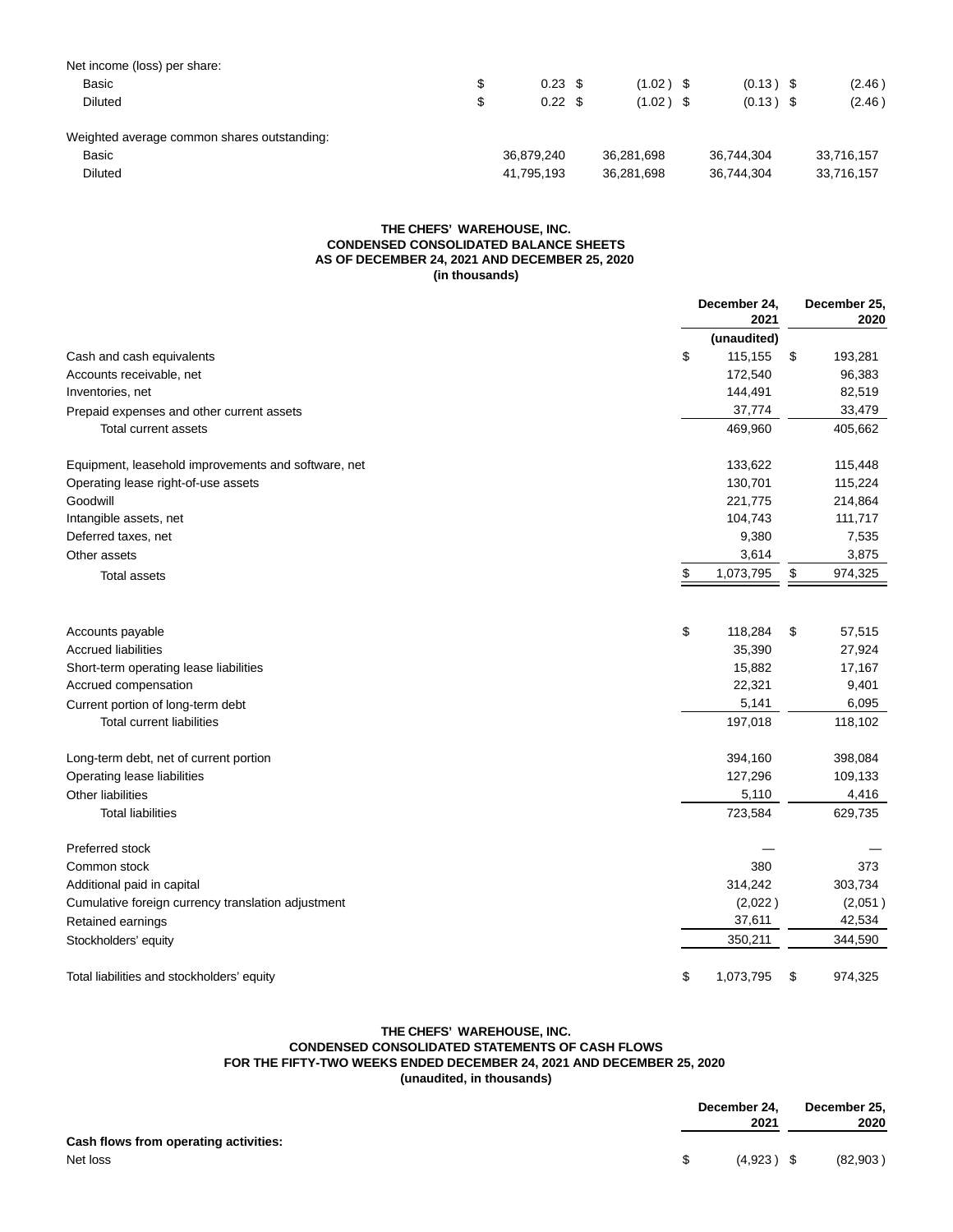| | | | | |
|---|---|---|---|---|
| Net income (loss) per share: | | | | |
| Basic | $ 0.23 | $ (1.02) | $ (0.13) | $ (2.46) |
| Diluted | $ 0.22 | $ (1.02) | $ (0.13) | $ (2.46) |
| | | | | |
| Weighted average common shares outstanding: | | | | |
| Basic | 36,879,240 | 36,281,698 | 36,744,304 | 33,716,157 |
| Diluted | 41,795,193 | 36,281,698 | 36,744,304 | 33,716,157 |

**THE CHEFS' WAREHOUSE, INC.**
**CONDENSED CONSOLIDATED BALANCE SHEETS**
**AS OF DECEMBER 24, 2021 AND DECEMBER 25, 2020**
**(in thousands)**

| | December 24, 2021 | December 25, 2020 |
|---|---|---|
| | (unaudited) | |
| Cash and cash equivalents | $ 115,155 | $ 193,281 |
| Accounts receivable, net | 172,540 | 96,383 |
| Inventories, net | 144,491 | 82,519 |
| Prepaid expenses and other current assets | 37,774 | 33,479 |
| Total current assets | 469,960 | 405,662 |
| | | |
| Equipment, leasehold improvements and software, net | 133,622 | 115,448 |
| Operating lease right-of-use assets | 130,701 | 115,224 |
| Goodwill | 221,775 | 214,864 |
| Intangible assets, net | 104,743 | 111,717 |
| Deferred taxes, net | 9,380 | 7,535 |
| Other assets | 3,614 | 3,875 |
| Total assets | $ 1,073,795 | $ 974,325 |
| | | |
| Accounts payable | $ 118,284 | $ 57,515 |
| Accrued liabilities | 35,390 | 27,924 |
| Short-term operating lease liabilities | 15,882 | 17,167 |
| Accrued compensation | 22,321 | 9,401 |
| Current portion of long-term debt | 5,141 | 6,095 |
| Total current liabilities | 197,018 | 118,102 |
| | | |
| Long-term debt, net of current portion | 394,160 | 398,084 |
| Operating lease liabilities | 127,296 | 109,133 |
| Other liabilities | 5,110 | 4,416 |
| Total liabilities | 723,584 | 629,735 |
| | | |
| Preferred stock | — | — |
| Common stock | 380 | 373 |
| Additional paid in capital | 314,242 | 303,734 |
| Cumulative foreign currency translation adjustment | (2,022) | (2,051) |
| Retained earnings | 37,611 | 42,534 |
| Stockholders' equity | 350,211 | 344,590 |
| | | |
| Total liabilities and stockholders' equity | $ 1,073,795 | $ 974,325 |

**THE CHEFS' WAREHOUSE, INC.**
**CONDENSED CONSOLIDATED STATEMENTS OF CASH FLOWS**
**FOR THE FIFTY-TWO WEEKS ENDED DECEMBER 24, 2021 AND DECEMBER 25, 2020**
**(unaudited, in thousands)**

| | December 24, 2021 | December 25, 2020 |
|---|---|---|
| **Cash flows from operating activities:** | | |
| Net loss | $ (4,923) | $ (82,903) |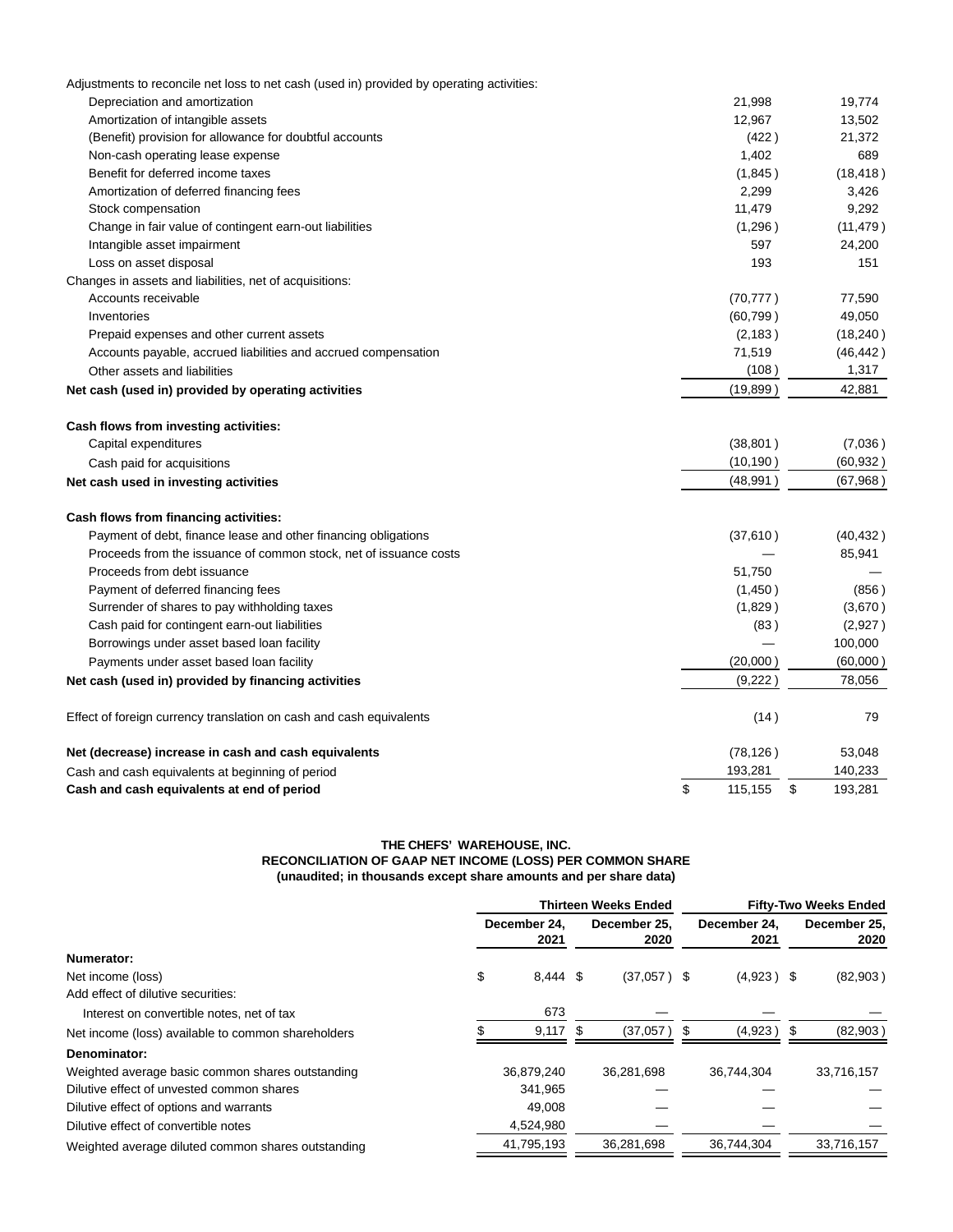| | | |
|---|---|---|
| Adjustments to reconcile net loss to net cash (used in) provided by operating activities: | | |
| Depreciation and amortization | 21,998 | 19,774 |
| Amortization of intangible assets | 12,967 | 13,502 |
| (Benefit) provision for allowance for doubtful accounts | (422) | 21,372 |
| Non-cash operating lease expense | 1,402 | 689 |
| Benefit for deferred income taxes | (1,845) | (18,418) |
| Amortization of deferred financing fees | 2,299 | 3,426 |
| Stock compensation | 11,479 | 9,292 |
| Change in fair value of contingent earn-out liabilities | (1,296) | (11,479) |
| Intangible asset impairment | 597 | 24,200 |
| Loss on asset disposal | 193 | 151 |
| Changes in assets and liabilities, net of acquisitions: | | |
| Accounts receivable | (70,777) | 77,590 |
| Inventories | (60,799) | 49,050 |
| Prepaid expenses and other current assets | (2,183) | (18,240) |
| Accounts payable, accrued liabilities and accrued compensation | 71,519 | (46,442) |
| Other assets and liabilities | (108) | 1,317 |
| **Net cash (used in) provided by operating activities** | (19,899) | 42,881 |
| | | |
| **Cash flows from investing activities:** | | |
| Capital expenditures | (38,801) | (7,036) |
| Cash paid for acquisitions | (10,190) | (60,932) |
| **Net cash used in investing activities** | (48,991) | (67,968) |
| | | |
| **Cash flows from financing activities:** | | |
| Payment of debt, finance lease and other financing obligations | (37,610) | (40,432) |
| Proceeds from the issuance of common stock, net of issuance costs | — | 85,941 |
| Proceeds from debt issuance | 51,750 | — |
| Payment of deferred financing fees | (1,450) | (856) |
| Surrender of shares to pay withholding taxes | (1,829) | (3,670) |
| Cash paid for contingent earn-out liabilities | (83) | (2,927) |
| Borrowings under asset based loan facility | — | 100,000 |
| Payments under asset based loan facility | (20,000) | (60,000) |
| **Net cash (used in) provided by financing activities** | (9,222) | 78,056 |
| | | |
| Effect of foreign currency translation on cash and cash equivalents | (14) | 79 |
| | | |
| **Net (decrease) increase in cash and cash equivalents** | (78,126) | 53,048 |
| Cash and cash equivalents at beginning of period | 193,281 | 140,233 |
| **Cash and cash equivalents at end of period** | $ 115,155 | $ 193,281 |

**THE CHEFS' WAREHOUSE, INC.**
**RECONCILIATION OF GAAP NET INCOME (LOSS) PER COMMON SHARE**
**(unaudited; in thousands except share amounts and per share data)**

| | Thirteen Weeks Ended | | Fifty-Two Weeks Ended | |
|---|---|---|---|---|
| | December 24, 2021 | December 25, 2020 | December 24, 2021 | December 25, 2020 |
| **Numerator:** | | | | |
| Net income (loss) | $ 8,444 | $ (37,057) | $ (4,923) | $ (82,903) |
| Add effect of dilutive securities: | | | | |
| Interest on convertible notes, net of tax | 673 | — | — | — |
| Net income (loss) available to common shareholders | $ 9,117 | $ (37,057) | $ (4,923) | $ (82,903) |
| **Denominator:** | | | | |
| Weighted average basic common shares outstanding | 36,879,240 | 36,281,698 | 36,744,304 | 33,716,157 |
| Dilutive effect of unvested common shares | 341,965 | — | — | — |
| Dilutive effect of options and warrants | 49,008 | — | — | — |
| Dilutive effect of convertible notes | 4,524,980 | — | — | — |
| Weighted average diluted common shares outstanding | 41,795,193 | 36,281,698 | 36,744,304 | 33,716,157 |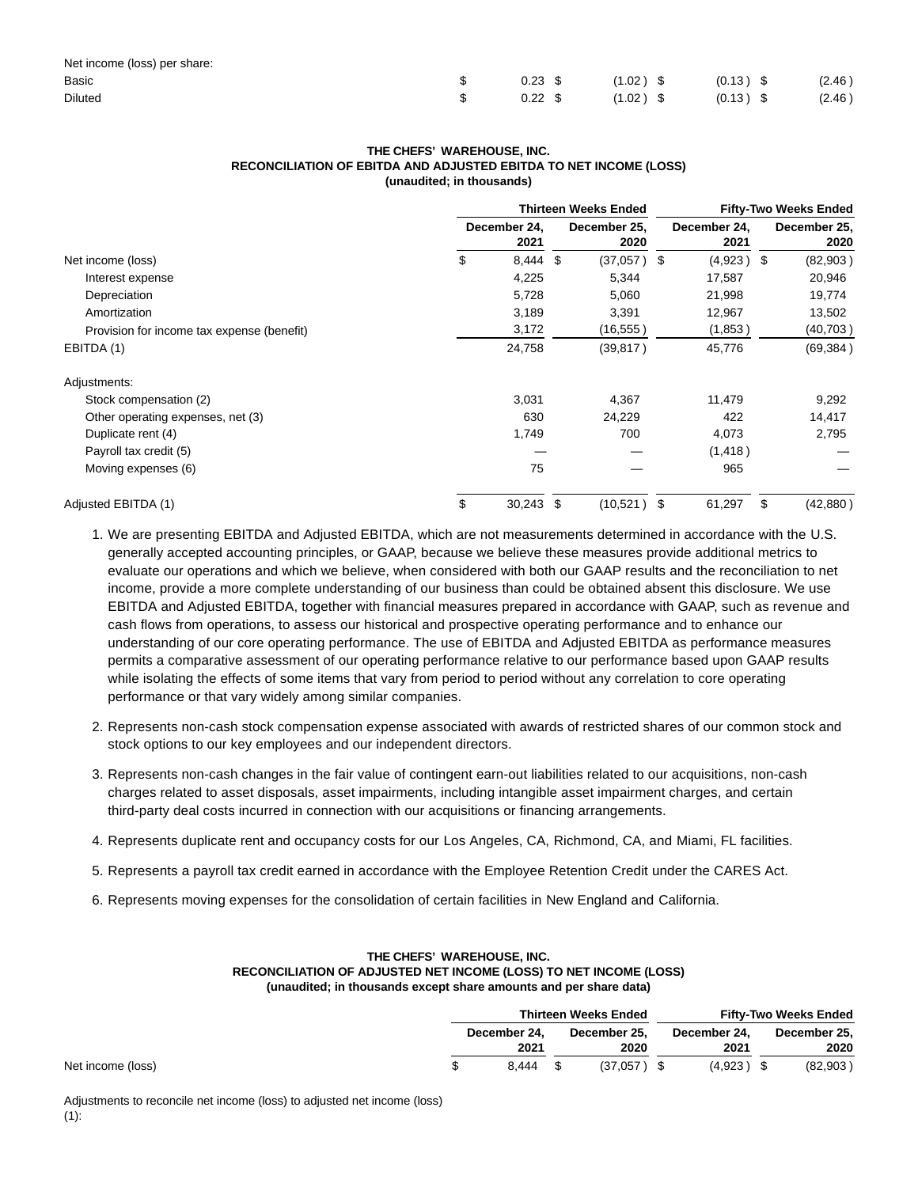| | Thirteen Weeks Ended | | Fifty-Two Weeks Ended | |
|---|---|---|---|---|
| | December 24, 2021 | December 25, 2020 | December 24, 2021 | December 25, 2020 |
| Net income (loss) per share: | | | | |
| Basic | $ 0.23 | $ (1.02) | $ (0.13) | $ (2.46) |
| Diluted | $ 0.22 | $ (1.02) | $ (0.13) | $ (2.46) |

**THE CHEFS' WAREHOUSE, INC.**
**RECONCILIATION OF EBITDA AND ADJUSTED EBITDA TO NET INCOME (LOSS)**
**(unaudited; in thousands)**

| | Thirteen Weeks Ended | | Fifty-Two Weeks Ended | |
|---|---|---|---|---|
| | December 24, 2021 | December 25, 2020 | December 24, 2021 | December 25, 2020 |
| Net income (loss) | $ 8,444 | $ (37,057) | $ (4,923) | $ (82,903) |
| Interest expense | 4,225 | 5,344 | 17,587 | 20,946 |
| Depreciation | 5,728 | 5,060 | 21,998 | 19,774 |
| Amortization | 3,189 | 3,391 | 12,967 | 13,502 |
| Provision for income tax expense (benefit) | 3,172 | (16,555) | (1,853) | (40,703) |
| EBITDA (1) | 24,758 | (39,817) | 45,776 | (69,384) |
| Adjustments: | | | | |
| Stock compensation (2) | 3,031 | 4,367 | 11,479 | 9,292 |
| Other operating expenses, net (3) | 630 | 24,229 | 422 | 14,417 |
| Duplicate rent (4) | 1,749 | 700 | 4,073 | 2,795 |
| Payroll tax credit (5) | — | — | (1,418) | — |
| Moving expenses (6) | 75 | — | 965 | — |
| Adjusted EBITDA (1) | $ 30,243 | $ (10,521) | $ 61,297 | $ (42,880) |

1. We are presenting EBITDA and Adjusted EBITDA, which are not measurements determined in accordance with the U.S. generally accepted accounting principles, or GAAP, because we believe these measures provide additional metrics to evaluate our operations and which we believe, when considered with both our GAAP results and the reconciliation to net income, provide a more complete understanding of our business than could be obtained absent this disclosure. We use EBITDA and Adjusted EBITDA, together with financial measures prepared in accordance with GAAP, such as revenue and cash flows from operations, to assess our historical and prospective operating performance and to enhance our understanding of our core operating performance. The use of EBITDA and Adjusted EBITDA as performance measures permits a comparative assessment of our operating performance relative to our performance based upon GAAP results while isolating the effects of some items that vary from period to period without any correlation to core operating performance or that vary widely among similar companies.
2. Represents non-cash stock compensation expense associated with awards of restricted shares of our common stock and stock options to our key employees and our independent directors.
3. Represents non-cash changes in the fair value of contingent earn-out liabilities related to our acquisitions, non-cash charges related to asset disposals, asset impairments, including intangible asset impairment charges, and certain third-party deal costs incurred in connection with our acquisitions or financing arrangements.
4. Represents duplicate rent and occupancy costs for our Los Angeles, CA, Richmond, CA, and Miami, FL facilities.
5. Represents a payroll tax credit earned in accordance with the Employee Retention Credit under the CARES Act.
6. Represents moving expenses for the consolidation of certain facilities in New England and California.

**THE CHEFS' WAREHOUSE, INC.**
**RECONCILIATION OF ADJUSTED NET INCOME (LOSS) TO NET INCOME (LOSS)**
**(unaudited; in thousands except share amounts and per share data)**

| | Thirteen Weeks Ended | | Fifty-Two Weeks Ended | |
|---|---|---|---|---|
| | December 24, 2021 | December 25, 2020 | December 24, 2021 | December 25, 2020 |
| Net income (loss) | $ 8,444 | $ (37,057) | $ (4,923) | $ (82,903) |
| Adjustments to reconcile net income (loss) to adjusted net income (loss) (1): | | | | |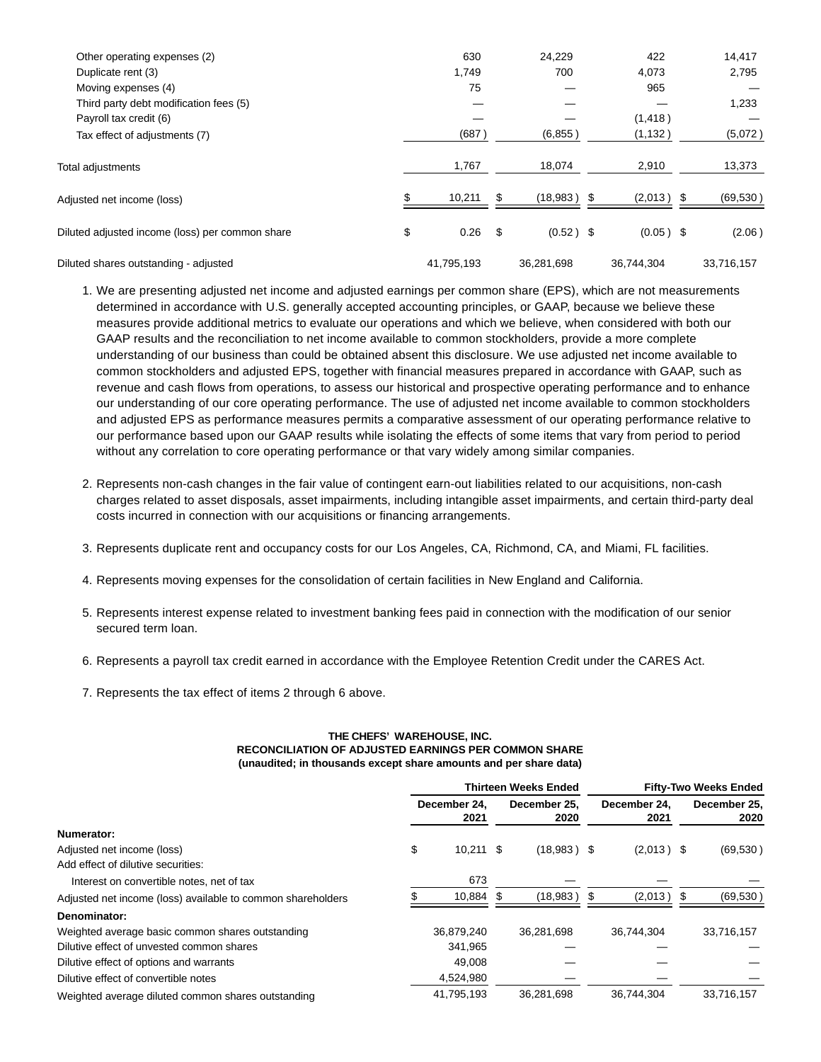| | | | | |
|---|---|---|---|---|
| Other operating expenses (2) | 630 | 24,229 | 422 | 14,417 |
| Duplicate rent (3) | 1,749 | 700 | 4,073 | 2,795 |
| Moving expenses (4) | 75 | — | 965 | — |
| Third party debt modification fees (5) | — | — | — | 1,233 |
| Payroll tax credit (6) | — | — | (1,418) | — |
| Tax effect of adjustments (7) | (687) | (6,855) | (1,132) | (5,072) |
| Total adjustments | 1,767 | 18,074 | 2,910 | 13,373 |
| Adjusted net income (loss) | $ 10,211 | $ (18,983) | $ (2,013) | $ (69,530) |
| Diluted adjusted income (loss) per common share | $ 0.26 | $ (0.52) | $ (0.05) | $ (2.06) |
| Diluted shares outstanding - adjusted | 41,795,193 | 36,281,698 | 36,744,304 | 33,716,157 |

1. We are presenting adjusted net income and adjusted earnings per common share (EPS), which are not measurements determined in accordance with U.S. generally accepted accounting principles, or GAAP, because we believe these measures provide additional metrics to evaluate our operations and which we believe, when considered with both our GAAP results and the reconciliation to net income available to common stockholders, provide a more complete understanding of our business than could be obtained absent this disclosure. We use adjusted net income available to common stockholders and adjusted EPS, together with financial measures prepared in accordance with GAAP, such as revenue and cash flows from operations, to assess our historical and prospective operating performance and to enhance our understanding of our core operating performance. The use of adjusted net income available to common stockholders and adjusted EPS as performance measures permits a comparative assessment of our operating performance relative to our performance based upon our GAAP results while isolating the effects of some items that vary from period to period without any correlation to core operating performance or that vary widely among similar companies.
2. Represents non-cash changes in the fair value of contingent earn-out liabilities related to our acquisitions, non-cash charges related to asset disposals, asset impairments, including intangible asset impairments, and certain third-party deal costs incurred in connection with our acquisitions or financing arrangements.
3. Represents duplicate rent and occupancy costs for our Los Angeles, CA, Richmond, CA, and Miami, FL facilities.
4. Represents moving expenses for the consolidation of certain facilities in New England and California.
5. Represents interest expense related to investment banking fees paid in connection with the modification of our senior secured term loan.
6. Represents a payroll tax credit earned in accordance with the Employee Retention Credit under the CARES Act.
7. Represents the tax effect of items 2 through 6 above.

**THE CHEFS' WAREHOUSE, INC.**
**RECONCILIATION OF ADJUSTED EARNINGS PER COMMON SHARE**
**(unaudited; in thousands except share amounts and per share data)**

| | Thirteen Weeks Ended | | Fifty-Two Weeks Ended | |
|---|---|---|---|---|
| | December 24, 2021 | December 25, 2020 | December 24, 2021 | December 25, 2020 |
| **Numerator:** | | | | |
| Adjusted net income (loss) | $ 10,211 | $ (18,983) | $ (2,013) | $ (69,530) |
| Add effect of dilutive securities: | | | | |
| Interest on convertible notes, net of tax | 673 | — | — | — |
| Adjusted net income (loss) available to common shareholders | $ 10,884 | $ (18,983) | $ (2,013) | $ (69,530) |
| **Denominator:** | | | | |
| Weighted average basic common shares outstanding | 36,879,240 | 36,281,698 | 36,744,304 | 33,716,157 |
| Dilutive effect of unvested common shares | 341,965 | — | — | — |
| Dilutive effect of options and warrants | 49,008 | — | — | — |
| Dilutive effect of convertible notes | 4,524,980 | — | — | — |
| Weighted average diluted common shares outstanding | 41,795,193 | 36,281,698 | 36,744,304 | 33,716,157 |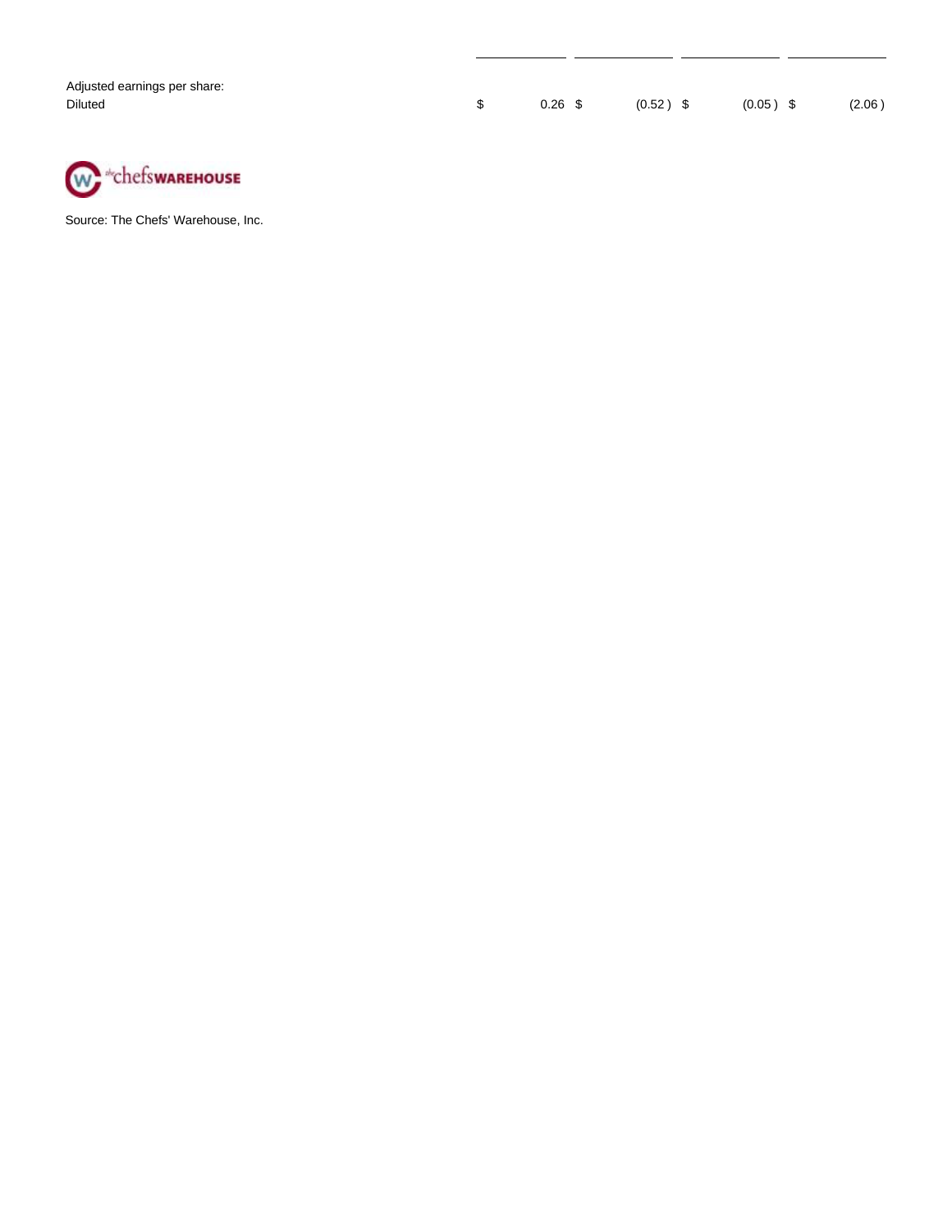| | | | | |
|---|---|---|---|---|
| Adjusted earnings per share: | | | | |
| Diluted | $ 0.26 | $ (0.52) | $ (0.05) | $ (2.06) |

Source: The Chefs' Warehouse, Inc.